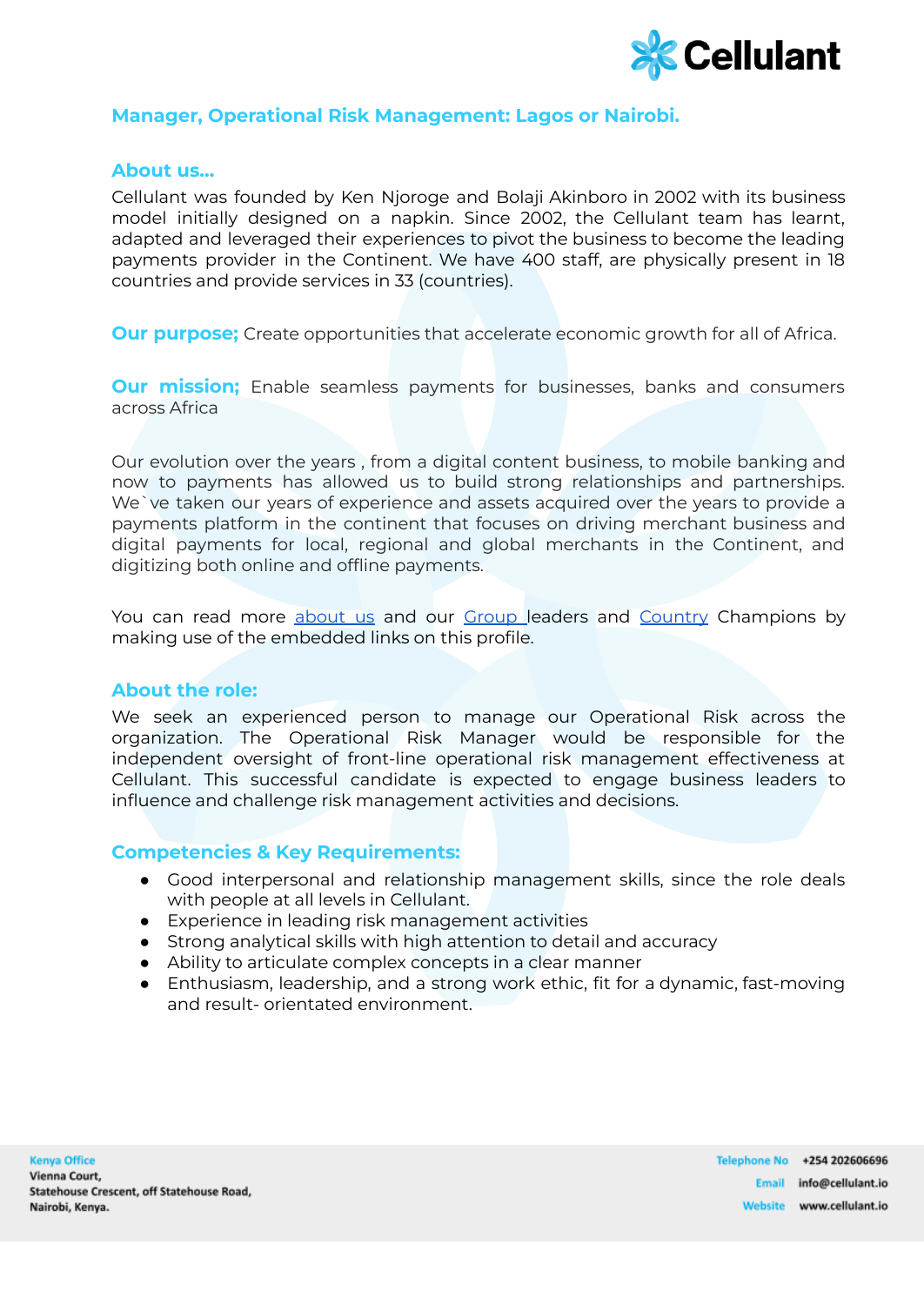## Manager, Operational Risk Management: Lagos or Nairobi.

### About us...

Cellulant was founded by Ken Njoroge and Bolaji Akinboro in 2002 with its business model initially designed on a napkin. Since 2002, the Cellulant team has learnt, adapted and leveraged their experiences to pivot the business to become the leading payments provider in the Continent. We have 400 staff, are physically present in 18 countries and provide services in 33 (countries).

**Our purpose;** Create opportunities that accelerate economic growth for all of Africa.

**Our mission;** Enable seamless payments for businesses, banks and consumers across Africa

Our evolution over the years , from a digital content business, to mobile banking and now to payments has allowed us to build strong relationships and partnerships. We`ve taken our years of experience and assets acquired over the years to provide a payments platform in the continent that focuses on driving merchant business and digital payments for local, regional and global merchants in the Continent, and digitizing both online and offline payments.

You can read more about us and our Group leaders and Country Champions by making use of the embedded links on this profile.

### About the role:

We seek an experienced person to manage our Operational Risk across the organization. The Operational Risk Manager would be responsible for the independent oversight of front-line operational risk management effectiveness at Cellulant. This successful candidate is expected to engage business leaders to influence and challenge risk management activities and decisions.

### Competencies & Key Requirements:

- Good interpersonal and relationship management skills, since the role deals with people at all levels in Cellulant.
- Experience in leading risk management activities
- Strong analytical skills with high attention to detail and accuracy
- Ability to articulate complex concepts in a clear manner
- Enthusiasm, leadership, and a strong work ethic, fit for a dynamic, fast-moving and result- orientated environment.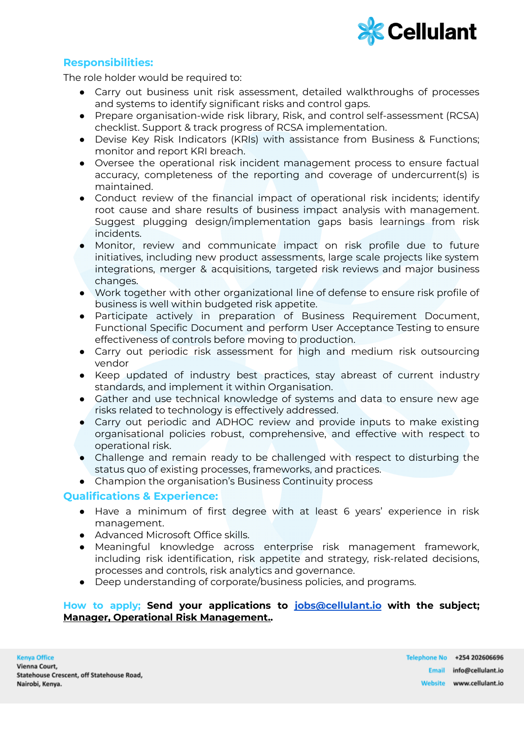## Responsibilities:

The role holder would be required to:

- Carry out business unit risk assessment, detailed walkthroughs of processes and systems to identify significant risks and control gaps.
- Prepare organisation-wide risk library, Risk, and control self-assessment (RCSA) checklist. Support & track progress of RCSA implementation.
- Devise Key Risk Indicators (KRIs) with assistance from Business & Functions; monitor and report KRI breach.
- Oversee the operational risk incident management process to ensure factual accuracy, completeness of the reporting and coverage of undercurrent(s) is maintained.
- Conduct review of the financial impact of operational risk incidents; identify root cause and share results of business impact analysis with management. Suggest plugging design/implementation gaps basis learnings from risk incidents.
- Monitor, review and communicate impact on risk profile due to future initiatives, including new product assessments, large scale projects like system integrations, merger & acquisitions, targeted risk reviews and major business changes.
- Work together with other organizational line of defense to ensure risk profile of business is well within budgeted risk appetite.
- Participate actively in preparation of Business Requirement Document, Functional Specific Document and perform User Acceptance Testing to ensure effectiveness of controls before moving to production.
- Carry out periodic risk assessment for high and medium risk outsourcing vendor
- Keep updated of industry best practices, stay abreast of current industry standards, and implement it within Organisation.
- Gather and use technical knowledge of systems and data to ensure new age risks related to technology is effectively addressed.
- Carry out periodic and ADHOC review and provide inputs to make existing organisational policies robust, comprehensive, and effective with respect to operational risk.
- Challenge and remain ready to be challenged with respect to disturbing the status quo of existing processes, frameworks, and practices.
- Champion the organisation's Business Continuity process

## Qualifications & Experience:

- Have a minimum of first degree with at least 6 years' experience in risk management.
- Advanced Microsoft Office skills.
- Meaningful knowledge across enterprise risk management framework, including risk identification, risk appetite and strategy, risk-related decisions, processes and controls, risk analytics and governance.
- Deep understanding of corporate/business policies, and programs.

**How to apply; Send your applications to [jobs@cellulant.io](mailto:jobs@cellulant.io) with the subject; Manager, Operational Risk Management..**